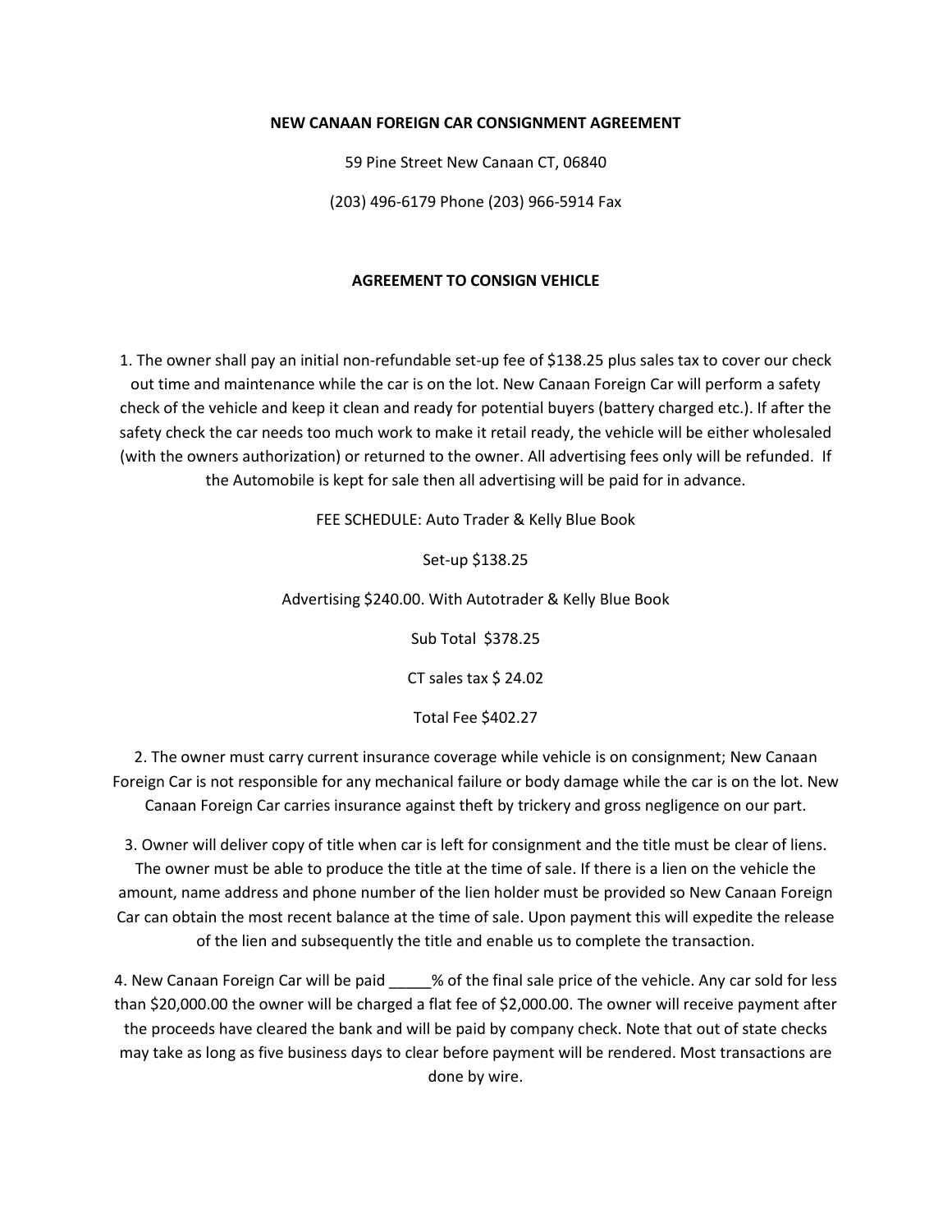**NEW CANAAN FOREIGN CAR CONSIGNMENT AGREEMENT**

59 Pine Street New Canaan CT, 06840

(203) 496-6179 Phone (203) 966-5914 Fax

**AGREEMENT TO CONSIGN VEHICLE**

1. The owner shall pay an initial non-refundable set-up fee of $138.25 plus sales tax to cover our check out time and maintenance while the car is on the lot. New Canaan Foreign Car will perform a safety check of the vehicle and keep it clean and ready for potential buyers (battery charged etc.). If after the safety check the car needs too much work to make it retail ready, the vehicle will be either wholesaled (with the owners authorization) or returned to the owner. All advertising fees only will be refunded. If the Automobile is kept for sale then all advertising will be paid for in advance.

FEE SCHEDULE: Auto Trader & Kelly Blue Book

Set-up $138.25

Advertising $240.00. With Autotrader & Kelly Blue Book

Sub Total $378.25

CT sales tax $ 24.02

Total Fee $402.27

2. The owner must carry current insurance coverage while vehicle is on consignment; New Canaan Foreign Car is not responsible for any mechanical failure or body damage while the car is on the lot. New Canaan Foreign Car carries insurance against theft by trickery and gross negligence on our part.

3. Owner will deliver copy of title when car is left for consignment and the title must be clear of liens. The owner must be able to produce the title at the time of sale. If there is a lien on the vehicle the amount, name address and phone number of the lien holder must be provided so New Canaan Foreign Car can obtain the most recent balance at the time of sale. Upon payment this will expedite the release of the lien and subsequently the title and enable us to complete the transaction.

4. New Canaan Foreign Car will be paid _____% of the final sale price of the vehicle. Any car sold for less than $20,000.00 the owner will be charged a flat fee of $2,000.00. The owner will receive payment after the proceeds have cleared the bank and will be paid by company check. Note that out of state checks may take as long as five business days to clear before payment will be rendered. Most transactions are done by wire.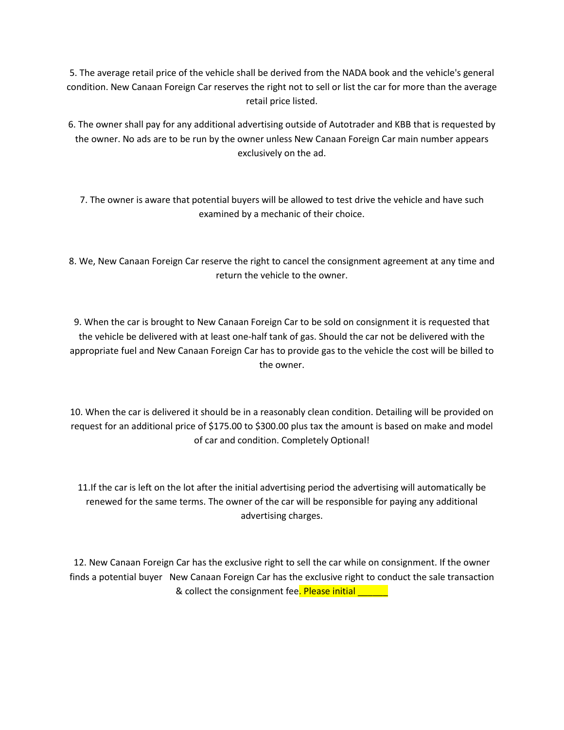5. The average retail price of the vehicle shall be derived from the NADA book and the vehicle's general condition. New Canaan Foreign Car reserves the right not to sell or list the car for more than the average retail price listed.

6. The owner shall pay for any additional advertising outside of Autotrader and KBB that is requested by the owner. No ads are to be run by the owner unless New Canaan Foreign Car main number appears exclusively on the ad.

7. The owner is aware that potential buyers will be allowed to test drive the vehicle and have such examined by a mechanic of their choice.

8. We, New Canaan Foreign Car reserve the right to cancel the consignment agreement at any time and return the vehicle to the owner.

9. When the car is brought to New Canaan Foreign Car to be sold on consignment it is requested that the vehicle be delivered with at least one-half tank of gas. Should the car not be delivered with the appropriate fuel and New Canaan Foreign Car has to provide gas to the vehicle the cost will be billed to the owner.

10. When the car is delivered it should be in a reasonably clean condition. Detailing will be provided on request for an additional price of $175.00 to $300.00 plus tax the amount is based on make and model of car and condition. Completely Optional!

11.If the car is left on the lot after the initial advertising period the advertising will automatically be renewed for the same terms. The owner of the car will be responsible for paying any additional advertising charges.

12. New Canaan Foreign Car has the exclusive right to sell the car while on consignment. If the owner finds a potential buyer New Canaan Foreign Car has the exclusive right to conduct the sale transaction & collect the consignment fee. Please initial ______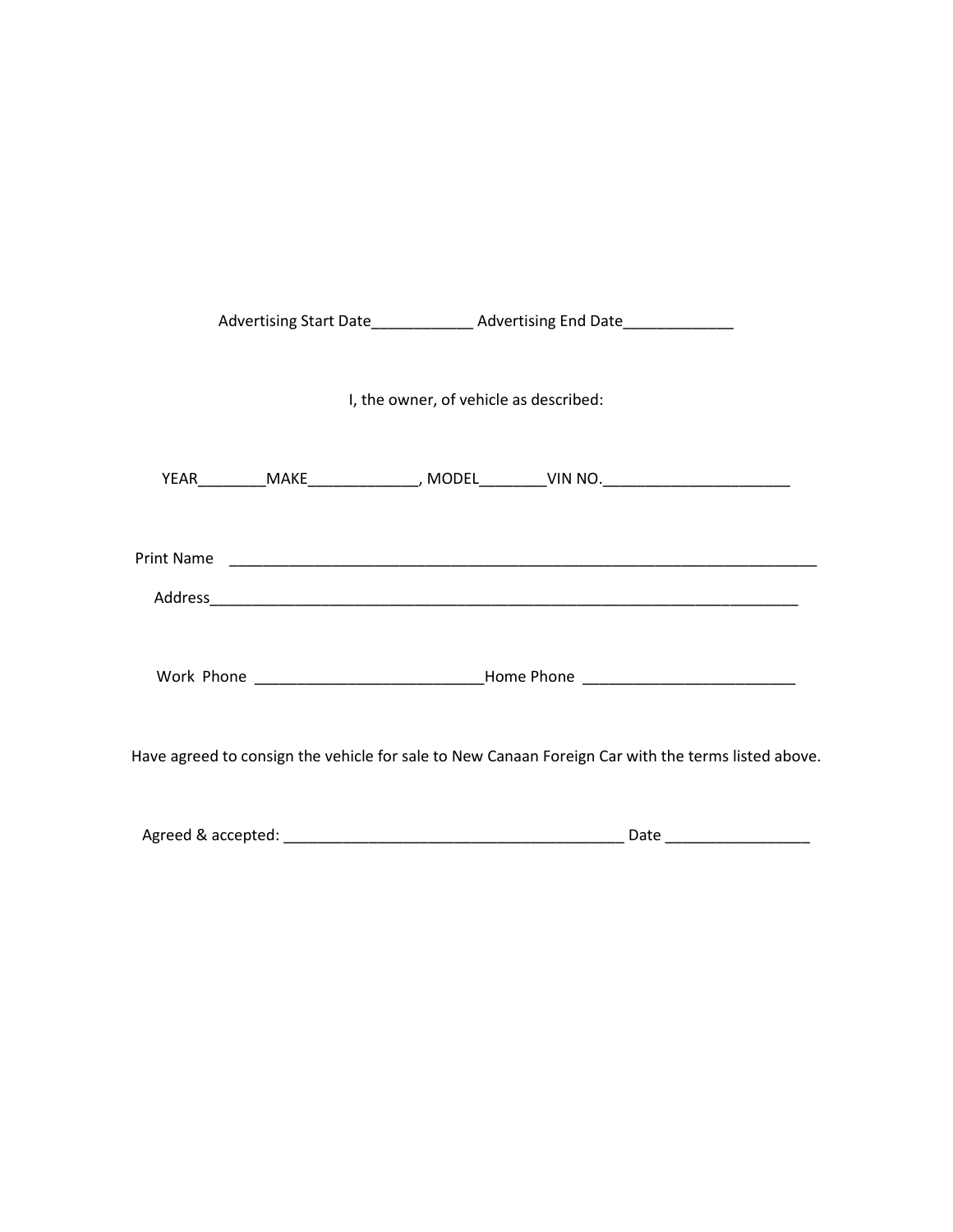Advertising Start Date____________ Advertising End Date_____________

I, the owner, of vehicle as described:

YEAR________MAKE_____________, MODEL________VIN NO.______________________

Print Name ________________________________________________________________________

Address_________________________________________________________________________

Work Phone ___________________________Home Phone _________________________

Have agreed to consign the vehicle for sale to New Canaan Foreign Car with the terms listed above.

Agreed & accepted: ________________________________________ Date _________________